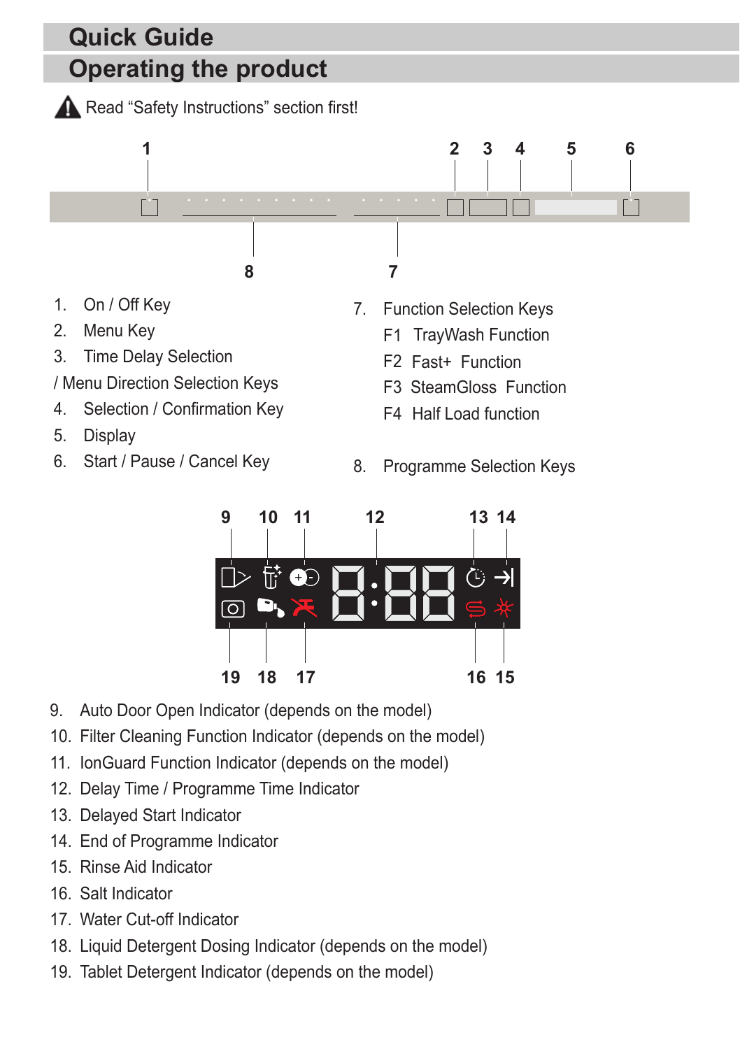# Quick Guide

## Operating the product

⚠ Read "Safety Instructions" section first!

1. On / Off Key
2. Menu Key
3. Time Delay Selection / Menu Direction Selection Keys
4. Selection / Confirmation Key
5. Display
6. Start / Pause / Cancel Key
7. Function Selection Keys
   - F1 TrayWash Function
   - F2 Fast+ Function
   - F3 SteamGloss Function
   - F4 Half Load function
8. Programme Selection Keys

9. Auto Door Open Indicator (depends on the model)
10. Filter Cleaning Function Indicator (depends on the model)
11. IonGuard Function Indicator (depends on the model)
12. Delay Time / Programme Time Indicator
13. Delayed Start Indicator
14. End of Programme Indicator
15. Rinse Aid Indicator
16. Salt Indicator
17. Water Cut-off Indicator
18. Liquid Detergent Dosing Indicator (depends on the model)
19. Tablet Detergent Indicator (depends on the model)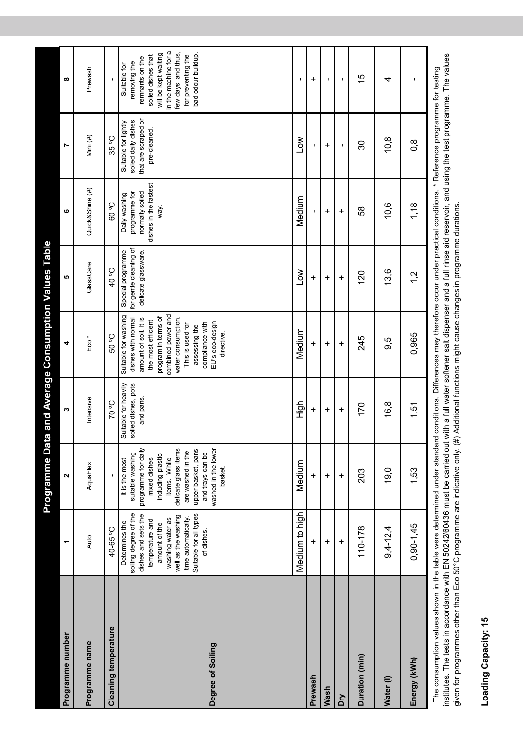## Programme Data and Average Consumption Values Table

| Programme number | 1 | 2 | 3 | 4 | 5 | 6 | 7 | 8 |
|---|---|---|---|---|---|---|---|---|
| Programme name | Auto | AquaFlex | Intensive | Eco * | GlassCare | Quick&Shine (#) | Mini (#) | Prewash |
| Cleaning temperature | 40-65 °C | - | 70 °C | 50 °C | 40 °C | 60 °C | 35 °C | - |
| Degree of Soiling | Determines the soiling degree of the dishes and sets the temperature and amount of the washing water as well as the washing time automatically. Suitable for all types of dishes. | It is the most suitable washing programme for daily mixed dishes including plastic items. While delicate glass items are washed in the upper basket, pans and trays can be washed in the lower basket. | Suitable for heavily soiled dishes, pots and pans. | Suitable for washing dishes with normal amount of soil. It is the most efficient program in terms of combined power and water consumption. This is used for assessing the compliance with EU's eco-design directive. | Special programme for gentle cleaning of delicate glassware. | Daily washing programme for normally soiled dishes in the fastest way. | Suitable for lightly soiled daily dishes that are scraped or pre-cleaned. | Suitable for removing the remnants on the soiled dishes that will be kept waiting in the machine for a few days, and thus, for preventing the bad odour buildup. |
| | Medium to high | Medium | High | Medium | Low | Medium | Low | - |
| Prewash | + | + | + | + | + | - | - | + |
| Wash | + | + | + | + | + | + | + | - |
| Dry | + | + | + | + | + | + | - | - |
| Duration (min) | 110-178 | 203 | 170 | 245 | 120 | 58 | 30 | 15 |
| Water (l) | 9,4-12,4 | 19,0 | 16,8 | 9,5 | 13,6 | 10,6 | 10,8 | 4 |
| Energy (kWh) | 0,90-1,45 | 1,53 | 1,51 | 0,965 | 1,2 | 1,18 | 0,8 | - |

The consumption values shown in the table were determined under standard conditions. Differences may therefore occur under practical conditions. * Reference programme for testing institutes. The tests in accordance with EN 50242/60436 must be carried out with a full water softener salt dispenser and a full rinse aid reservoir, and using the test programme. The values given for programmes other than Eco 50°C programme are indicative only. (#) Additional functions might cause changes in programme durations.

**Loading Capacity: 15**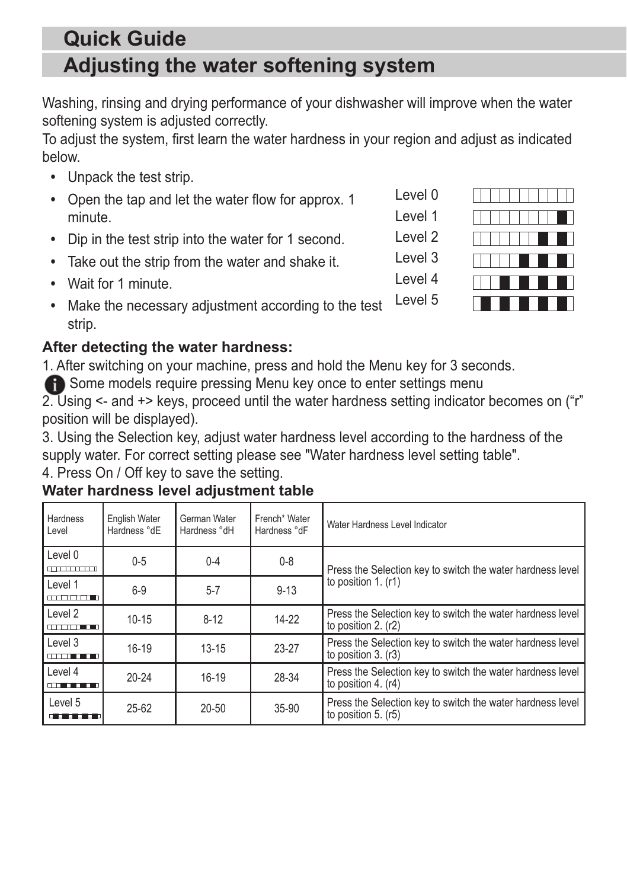# Quick Guide

# Adjusting the water softening system

Washing, rinsing and drying performance of your dishwasher will improve when the water softening system is adjusted correctly.
To adjust the system, first learn the water hardness in your region and adjust as indicated below.

- Unpack the test strip.
- Open the tap and let the water flow for approx. 1 minute.
- Dip in the test strip into the water for 1 second.
- Take out the strip from the water and shake it.
- Wait for 1 minute.
- Make the necessary adjustment according to the test strip.

Level 0
Level 1
Level 2
Level 3
Level 4
Level 5

**After detecting the water hardness:**

1. After switching on your machine, press and hold the Menu key for 3 seconds.

Some models require pressing Menu key once to enter settings menu

2. Using <- and +> keys, proceed until the water hardness setting indicator becomes on (“r” position will be displayed).
3. Using the Selection key, adjust water hardness level according to the hardness of the supply water. For correct setting please see "Water hardness level setting table".
4. Press On / Off key to save the setting.

**Water hardness level adjustment table**

| Hardness Level | English Water Hardness °dE | German Water Hardness °dH | French* Water Hardness °dF | Water Hardness Level Indicator |
|---|---|---|---|---|
| Level 0 | 0-5 | 0-4 | 0-8 | Press the Selection key to switch the water hardness level to position 1. (r1) |
| Level 1 | 6-9 | 5-7 | 9-13 | |
| Level 2 | 10-15 | 8-12 | 14-22 | Press the Selection key to switch the water hardness level to position 2. (r2) |
| Level 3 | 16-19 | 13-15 | 23-27 | Press the Selection key to switch the water hardness level to position 3. (r3) |
| Level 4 | 20-24 | 16-19 | 28-34 | Press the Selection key to switch the water hardness level to position 4. (r4) |
| Level 5 | 25-62 | 20-50 | 35-90 | Press the Selection key to switch the water hardness level to position 5. (r5) |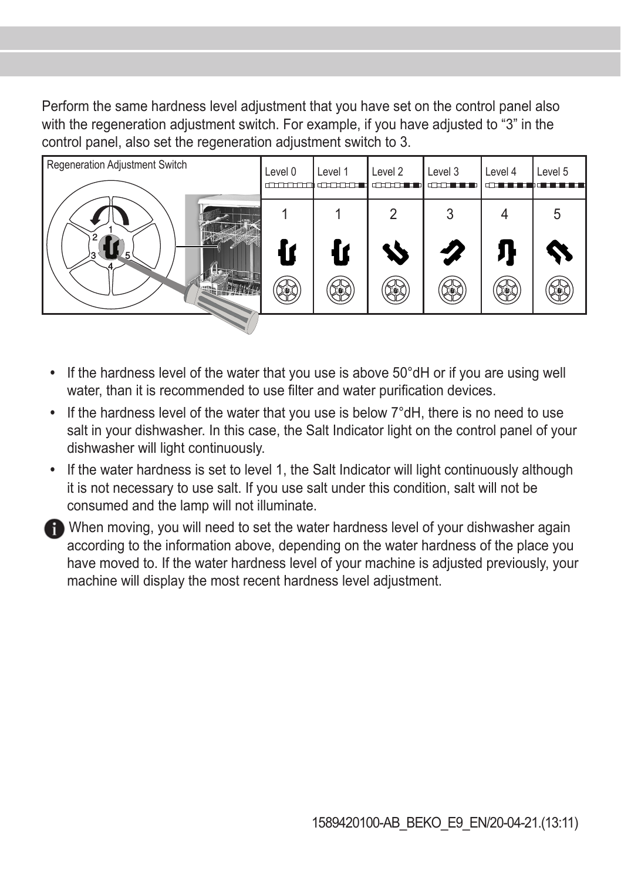Perform the same hardness level adjustment that you have set on the control panel also with the regeneration adjustment switch. For example, if you have adjusted to “3” in the control panel, also set the regeneration adjustment switch to 3.

| Regeneration Adjustment Switch | Level 0 | Level 1 | Level 2 | Level 3 | Level 4 | Level 5 |
|---|---|---|---|---|---|---|
| | 1 | 1 | 2 | 3 | 4 | 5 |

- If the hardness level of the water that you use is above 50°dH or if you are using well water, than it is recommended to use filter and water purification devices.
- If the hardness level of the water that you use is below 7°dH, there is no need to use salt in your dishwasher. In this case, the Salt Indicator light on the control panel of your dishwasher will light continuously.
- If the water hardness is set to level 1, the Salt Indicator will light continuously although it is not necessary to use salt. If you use salt under this condition, salt will not be consumed and the lamp will not illuminate.

When moving, you will need to set the water hardness level of your dishwasher again according to the information above, depending on the water hardness of the place you have moved to. If the water hardness level of your machine is adjusted previously, your machine will display the most recent hardness level adjustment.

1589420100-AB_BEKO_E9_EN/20-04-21.(13:11)